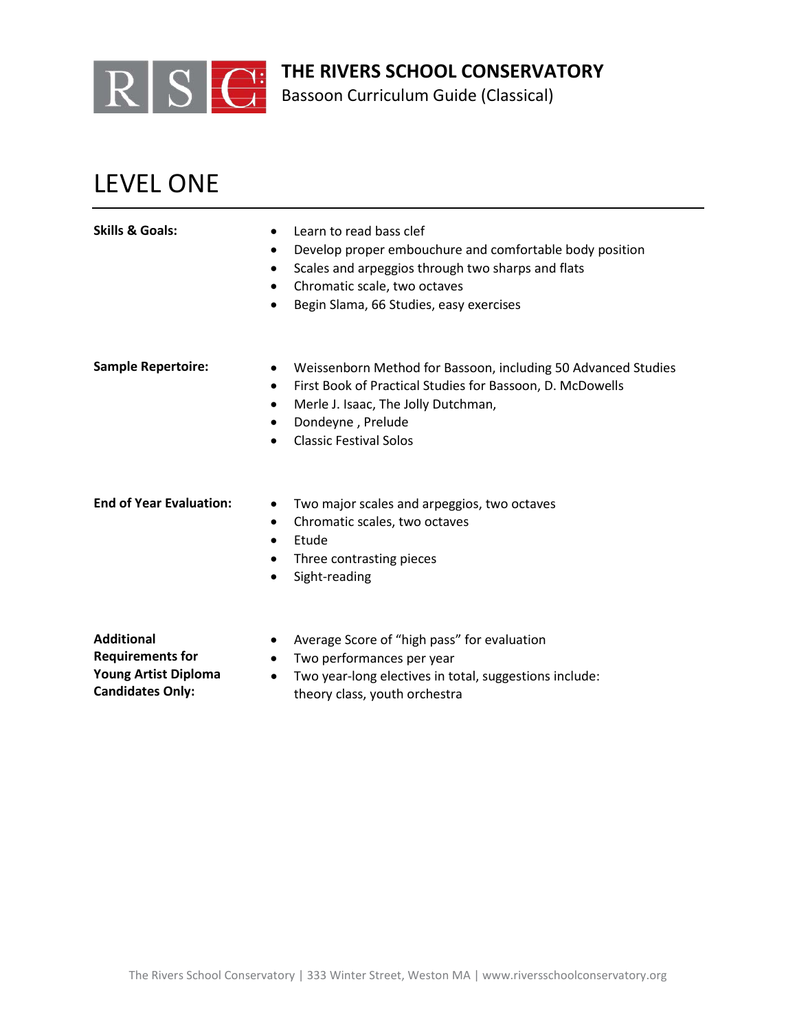# THE RIVERS SCHOOL CONSERVATORY

Bassoon Curriculum Guide (Classical)

## LEVEL ONE

**Skills & Goals:**

- Learn to read bass clef
- Develop proper embouchure and comfortable body position
- Scales and arpeggios through two sharps and flats
- Chromatic scale, two octaves
- Begin Slama, 66 Studies, easy exercises

**Sample Repertoire:**

- Weissenborn Method for Bassoon, including 50 Advanced Studies
- First Book of Practical Studies for Bassoon, D. McDowells
- Merle J. Isaac, The Jolly Dutchman,
- Dondeyne , Prelude
- Classic Festival Solos

**End of Year Evaluation:**

- Two major scales and arpeggios, two octaves
- Chromatic scales, two octaves
- Etude
- Three contrasting pieces
- Sight-reading

**Additional Requirements for Young Artist Diploma Candidates Only:**

- Average Score of "high pass" for evaluation
- Two performances per year
- Two year-long electives in total, suggestions include: theory class, youth orchestra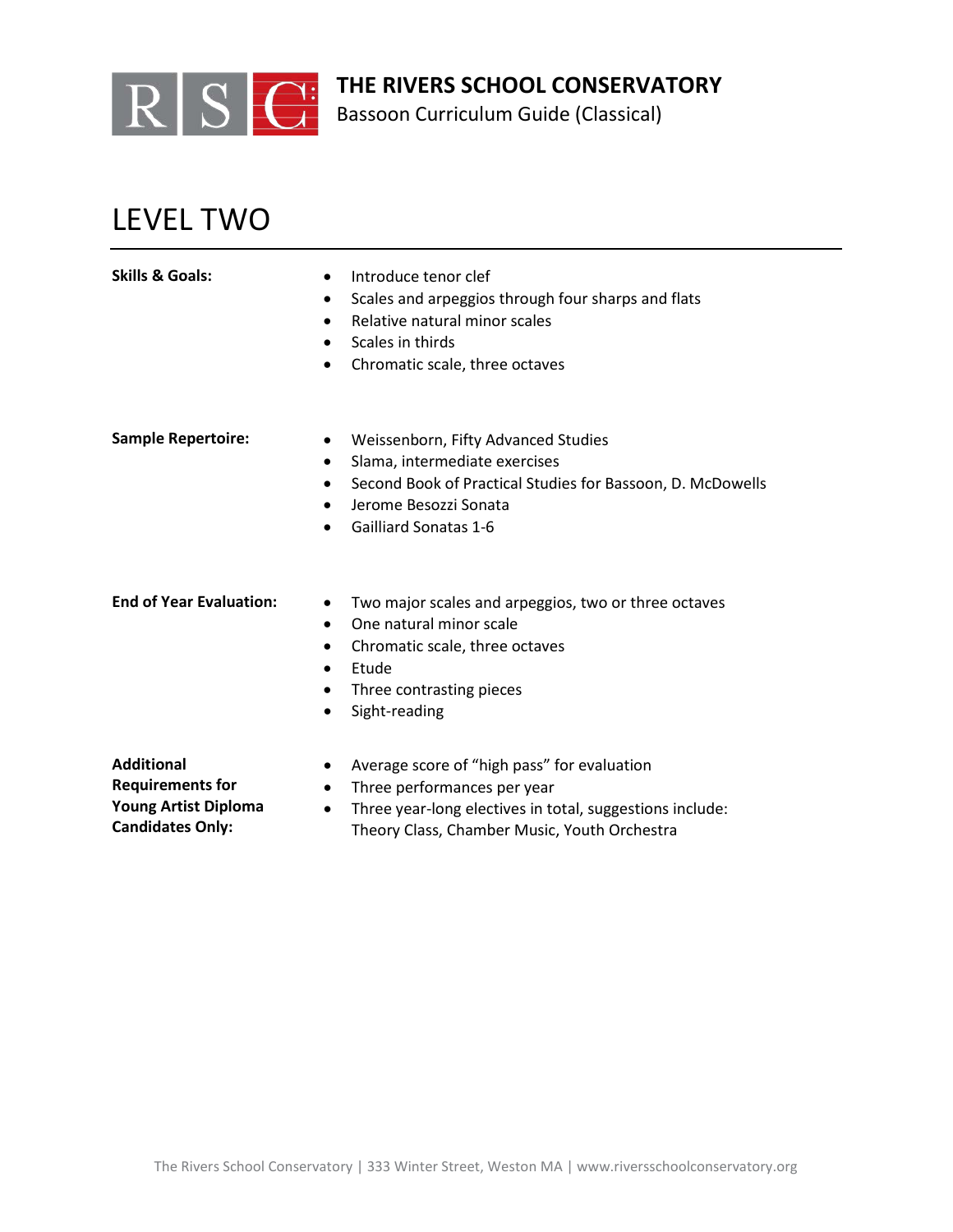# THE RIVERS SCHOOL CONSERVATORY

Bassoon Curriculum Guide (Classical)

## LEVEL TWO

**Skills & Goals:**

- Introduce tenor clef
- Scales and arpeggios through four sharps and flats
- Relative natural minor scales
- Scales in thirds
- Chromatic scale, three octaves

**Sample Repertoire:**

- Weissenborn, Fifty Advanced Studies
- Slama, intermediate exercises
- Second Book of Practical Studies for Bassoon, D. McDowells
- Jerome Besozzi Sonata
- Gailliard Sonatas 1-6

**End of Year Evaluation:**

- Two major scales and arpeggios, two or three octaves
- One natural minor scale
- Chromatic scale, three octaves
- Etude
- Three contrasting pieces
- Sight-reading

**Additional Requirements for Young Artist Diploma Candidates Only:**

- Average score of "high pass" for evaluation
- Three performances per year
- Three year-long electives in total, suggestions include: Theory Class, Chamber Music, Youth Orchestra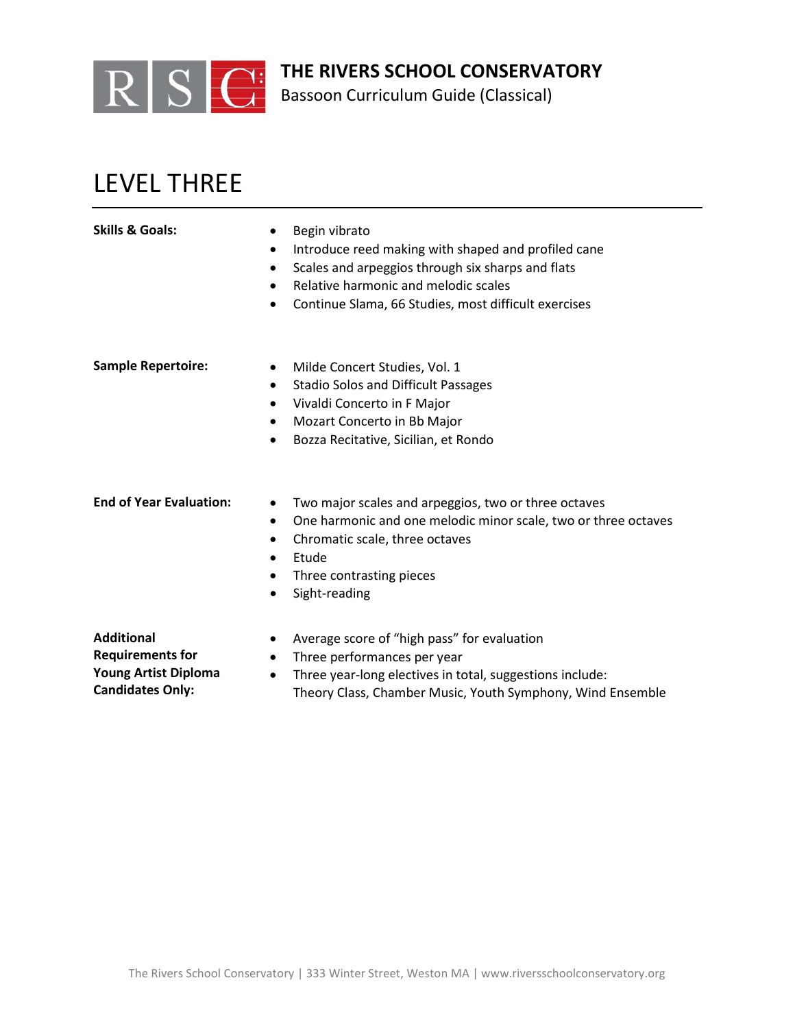# THE RIVERS SCHOOL CONSERVATORY

Bassoon Curriculum Guide (Classical)

## LEVEL THREE

**Skills & Goals:**

- Begin vibrato
- Introduce reed making with shaped and profiled cane
- Scales and arpeggios through six sharps and flats
- Relative harmonic and melodic scales
- Continue Slama, 66 Studies, most difficult exercises

**Sample Repertoire:**

- Milde Concert Studies, Vol. 1
- Stadio Solos and Difficult Passages
- Vivaldi Concerto in F Major
- Mozart Concerto in Bb Major
- Bozza Recitative, Sicilian, et Rondo

**End of Year Evaluation:**

- Two major scales and arpeggios, two or three octaves
- One harmonic and one melodic minor scale, two or three octaves
- Chromatic scale, three octaves
- Etude
- Three contrasting pieces
- Sight-reading

**Additional Requirements for Young Artist Diploma Candidates Only:**

- Average score of "high pass" for evaluation
- Three performances per year
- Three year-long electives in total, suggestions include: Theory Class, Chamber Music, Youth Symphony, Wind Ensemble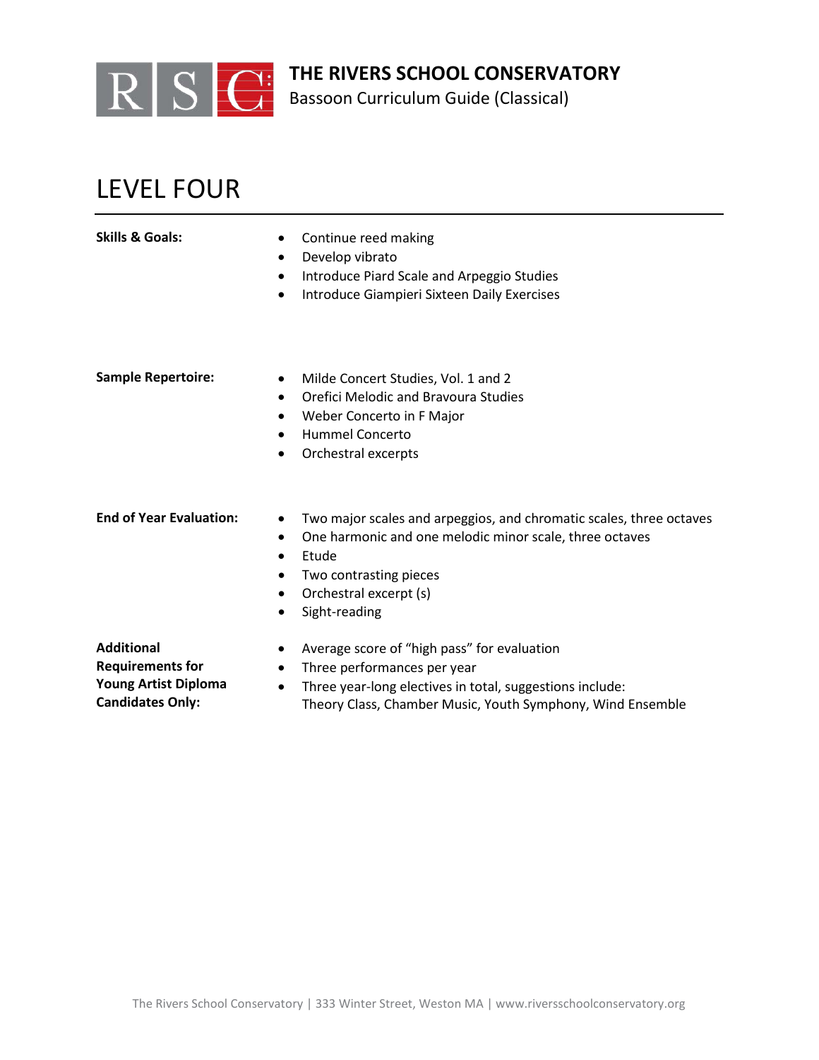**THE RIVERS SCHOOL CONSERVATORY**
Bassoon Curriculum Guide (Classical)

# LEVEL FOUR

**Skills & Goals:**

- Continue reed making
- Develop vibrato
- Introduce Piard Scale and Arpeggio Studies
- Introduce Giampieri Sixteen Daily Exercises

**Sample Repertoire:**

- Milde Concert Studies, Vol. 1 and 2
- Orefici Melodic and Bravoura Studies
- Weber Concerto in F Major
- Hummel Concerto
- Orchestral excerpts

**End of Year Evaluation:**

- Two major scales and arpeggios, and chromatic scales, three octaves
- One harmonic and one melodic minor scale, three octaves
- Etude
- Two contrasting pieces
- Orchestral excerpt (s)
- Sight-reading

**Additional Requirements for Young Artist Diploma Candidates Only:**

- Average score of "high pass" for evaluation
- Three performances per year
- Three year-long electives in total, suggestions include: Theory Class, Chamber Music, Youth Symphony, Wind Ensemble